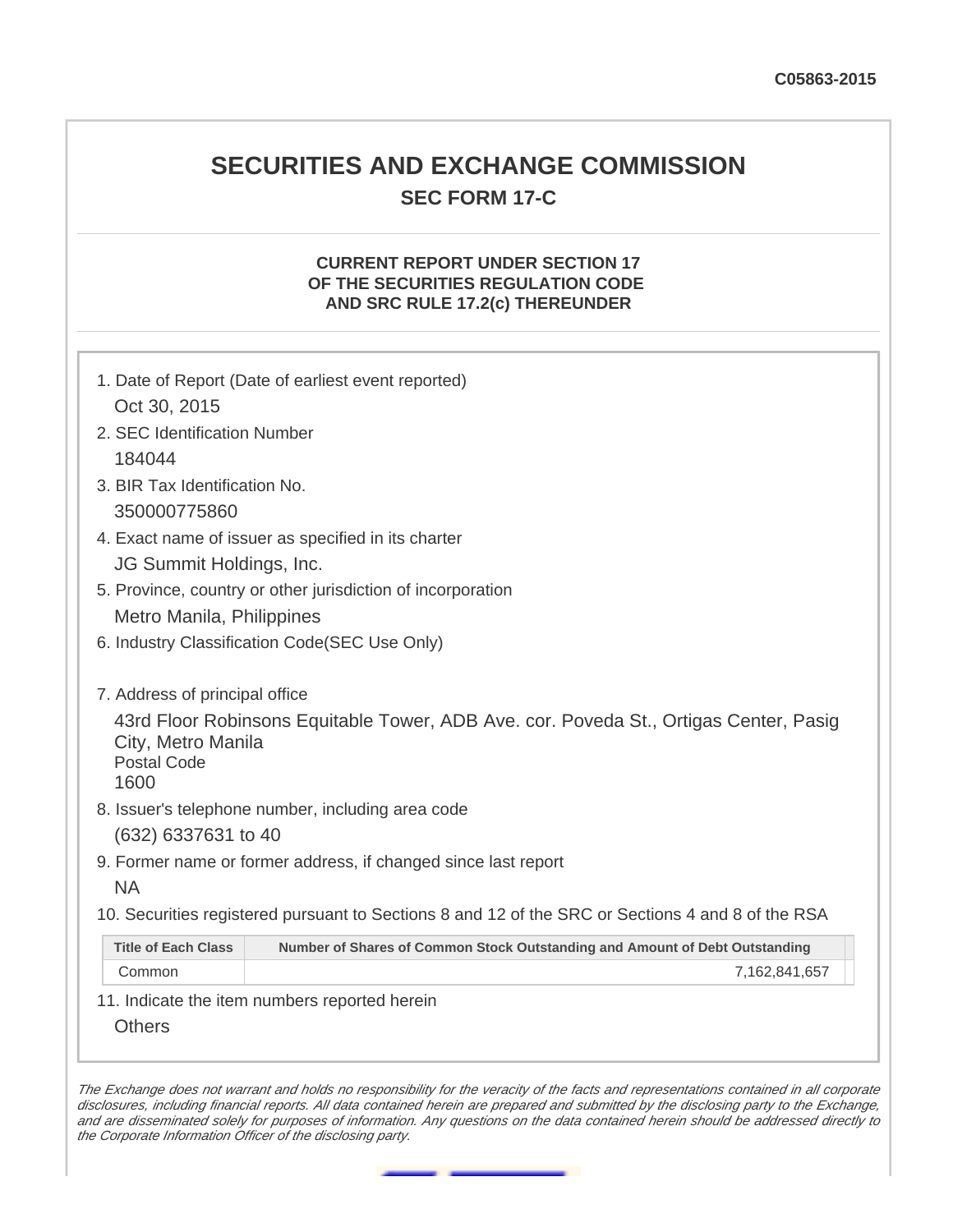C05863-2015

# SECURITIES AND EXCHANGE COMMISSION

## SEC FORM 17-C

### CURRENT REPORT UNDER SECTION 17 OF THE SECURITIES REGULATION CODE AND SRC RULE 17.2(c) THEREUNDER

1. Date of Report (Date of earliest event reported)

   Oct 30, 2015

2. SEC Identification Number

   184044

3. BIR Tax Identification No.

   350000775860

4. Exact name of issuer as specified in its charter

   JG Summit Holdings, Inc.

5. Province, country or other jurisdiction of incorporation

   Metro Manila, Philippines

6. Industry Classification Code(SEC Use Only)

7. Address of principal office

   43rd Floor Robinsons Equitable Tower, ADB Ave. cor. Poveda St., Ortigas Center, Pasig City, Metro Manila

   Postal Code

   1600

8. Issuer's telephone number, including area code

   (632) 6337631 to 40

9. Former name or former address, if changed since last report

   NA

10. Securities registered pursuant to Sections 8 and 12 of the SRC or Sections 4 and 8 of the RSA

| Title of Each Class | Number of Shares of Common Stock Outstanding and Amount of Debt Outstanding |
|---|---|
| Common | 7,162,841,657 |

11. Indicate the item numbers reported herein

    Others

*The Exchange does not warrant and holds no responsibility for the veracity of the facts and representations contained in all corporate disclosures, including financial reports. All data contained herein are prepared and submitted by the disclosing party to the Exchange, and are disseminated solely for purposes of information. Any questions on the data contained herein should be addressed directly to the Corporate Information Officer of the disclosing party.*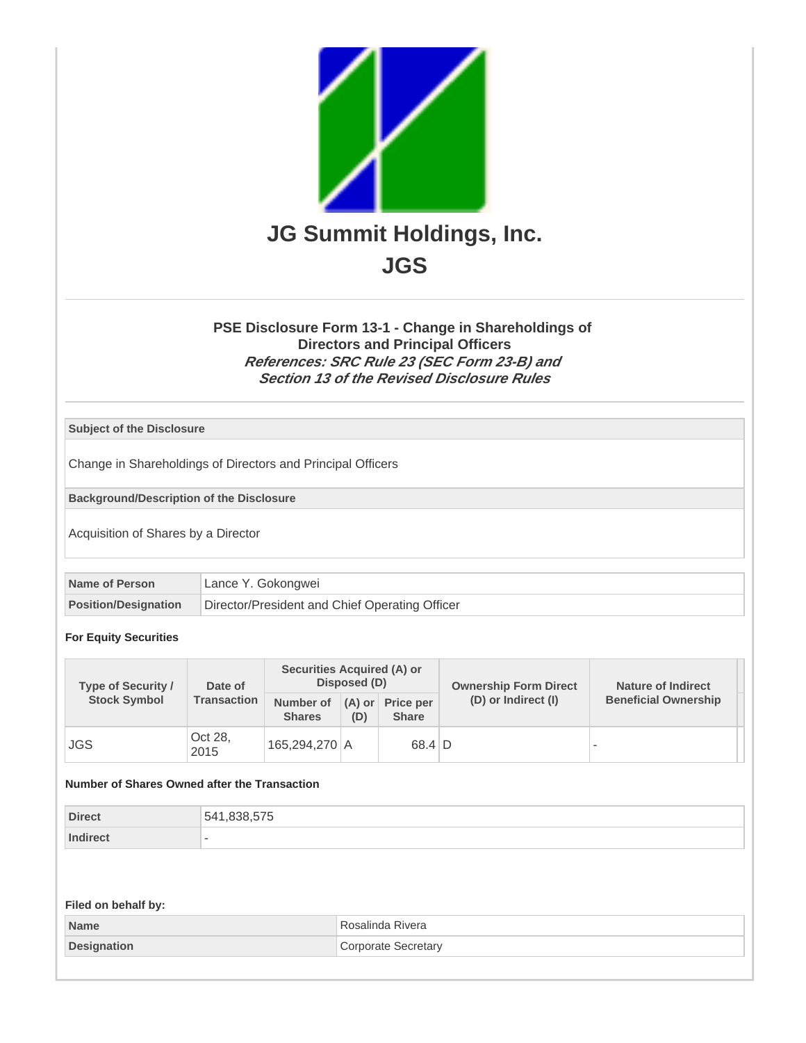# JG Summit Holdings, Inc.

# JGS

### PSE Disclosure Form 13-1 - Change in Shareholdings of Directors and Principal Officers

***References: SRC Rule 23 (SEC Form 23-B) and Section 13 of the Revised Disclosure Rules***

| Subject of the Disclosure |
|---|
| Change in Shareholdings of Directors and Principal Officers |
| **Background/Description of the Disclosure** |
| Acquisition of Shares by a Director |

| | |
|---|---|
| **Name of Person** | Lance Y. Gokongwei |
| **Position/Designation** | Director/President and Chief Operating Officer |

**For Equity Securities**

| Type of Security / Stock Symbol | Date of Transaction | Securities Acquired (A) or Disposed (D) | | | Ownership Form Direct (D) or Indirect (I) | Nature of Indirect Beneficial Ownership |
|---|---|---|---|---|---|---|
| | | Number of Shares | (A) or (D) | Price per Share | | |
| JGS | Oct 28, 2015 | 165,294,270 | A | 68.4 | D | - |

**Number of Shares Owned after the Transaction**

| | |
|---|---|
| **Direct** | 541,838,575 |
| **Indirect** | - |

**Filed on behalf by:**

| | |
|---|---|
| **Name** | Rosalinda Rivera |
| **Designation** | Corporate Secretary |